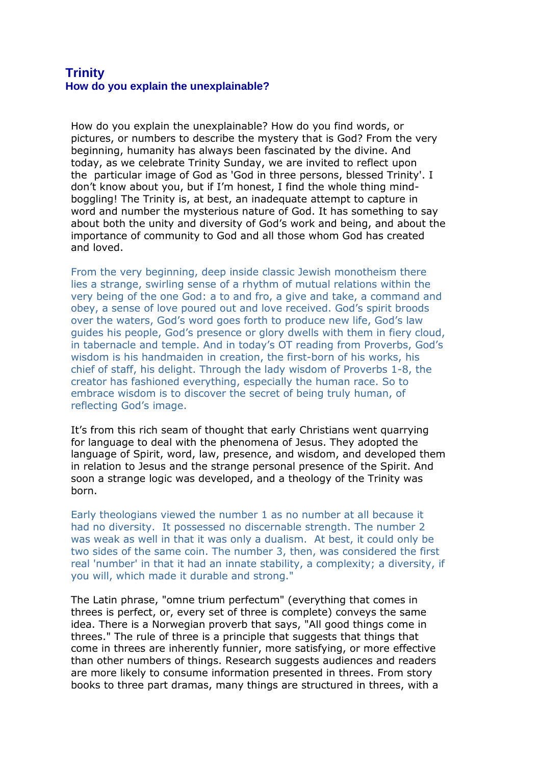# Trinity

## How do you explain the unexplainable?

How do you explain the unexplainable? How do you find words, or pictures, or numbers to describe the mystery that is God? From the very beginning, humanity has always been fascinated by the divine. And today, as we celebrate Trinity Sunday, we are invited to reflect upon the particular image of God as 'God in three persons, blessed Trinity'. I don't know about you, but if I'm honest, I find the whole thing mind-boggling! The Trinity is, at best, an inadequate attempt to capture in word and number the mysterious nature of God. It has something to say about both the unity and diversity of God's work and being, and about the importance of community to God and all those whom God has created and loved.

From the very beginning, deep inside classic Jewish monotheism there lies a strange, swirling sense of a rhythm of mutual relations within the very being of the one God: a to and fro, a give and take, a command and obey, a sense of love poured out and love received. God's spirit broods over the waters, God's word goes forth to produce new life, God's law guides his people, God's presence or glory dwells with them in fiery cloud, in tabernacle and temple. And in today's OT reading from Proverbs, God's wisdom is his handmaiden in creation, the first-born of his works, his chief of staff, his delight. Through the lady wisdom of Proverbs 1-8, the creator has fashioned everything, especially the human race. So to embrace wisdom is to discover the secret of being truly human, of reflecting God's image.

It's from this rich seam of thought that early Christians went quarrying for language to deal with the phenomena of Jesus. They adopted the language of Spirit, word, law, presence, and wisdom, and developed them in relation to Jesus and the strange personal presence of the Spirit. And soon a strange logic was developed, and a theology of the Trinity was born.

Early theologians viewed the number 1 as no number at all because it had no diversity. It possessed no discernable strength. The number 2 was weak as well in that it was only a dualism. At best, it could only be two sides of the same coin. The number 3, then, was considered the first real 'number' in that it had an innate stability, a complexity; a diversity, if you will, which made it durable and strong."

The Latin phrase, "omne trium perfectum" (everything that comes in threes is perfect, or, every set of three is complete) conveys the same idea. There is a Norwegian proverb that says, "All good things come in threes." The rule of three is a principle that suggests that things that come in threes are inherently funnier, more satisfying, or more effective than other numbers of things. Research suggests audiences and readers are more likely to consume information presented in threes. From story books to three part dramas, many things are structured in threes, with a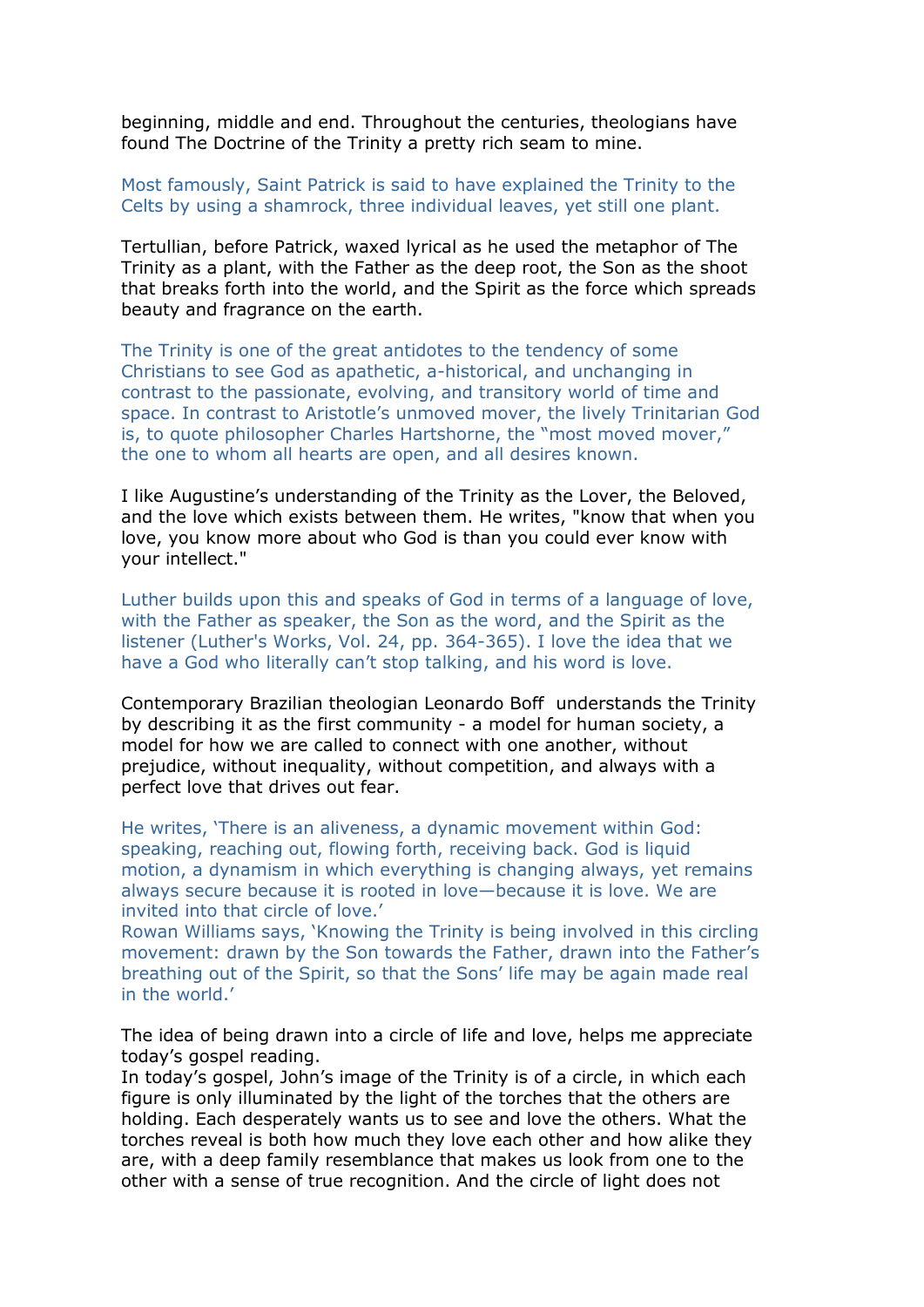beginning, middle and end. Throughout the centuries, theologians have found The Doctrine of the Trinity a pretty rich seam to mine.

Most famously, Saint Patrick is said to have explained the Trinity to the Celts by using a shamrock, three individual leaves, yet still one plant.

Tertullian, before Patrick, waxed lyrical as he used the metaphor of The Trinity as a plant, with the Father as the deep root, the Son as the shoot that breaks forth into the world, and the Spirit as the force which spreads beauty and fragrance on the earth.

The Trinity is one of the great antidotes to the tendency of some Christians to see God as apathetic, a-historical, and unchanging in contrast to the passionate, evolving, and transitory world of time and space. In contrast to Aristotle's unmoved mover, the lively Trinitarian God is, to quote philosopher Charles Hartshorne, the "most moved mover," the one to whom all hearts are open, and all desires known.

I like Augustine's understanding of the Trinity as the Lover, the Beloved, and the love which exists between them. He writes, "know that when you love, you know more about who God is than you could ever know with your intellect."

Luther builds upon this and speaks of God in terms of a language of love, with the Father as speaker, the Son as the word, and the Spirit as the listener (Luther's Works, Vol. 24, pp. 364-365). I love the idea that we have a God who literally can't stop talking, and his word is love.

Contemporary Brazilian theologian Leonardo Boff understands the Trinity by describing it as the first community - a model for human society, a model for how we are called to connect with one another, without prejudice, without inequality, without competition, and always with a perfect love that drives out fear.

He writes, 'There is an aliveness, a dynamic movement within God: speaking, reaching out, flowing forth, receiving back. God is liquid motion, a dynamism in which everything is changing always, yet remains always secure because it is rooted in love—because it is love. We are invited into that circle of love.'

Rowan Williams says, 'Knowing the Trinity is being involved in this circling movement: drawn by the Son towards the Father, drawn into the Father's breathing out of the Spirit, so that the Sons' life may be again made real in the world.'

The idea of being drawn into a circle of life and love, helps me appreciate today's gospel reading.

In today's gospel, John's image of the Trinity is of a circle, in which each figure is only illuminated by the light of the torches that the others are holding. Each desperately wants us to see and love the others. What the torches reveal is both how much they love each other and how alike they are, with a deep family resemblance that makes us look from one to the other with a sense of true recognition. And the circle of light does not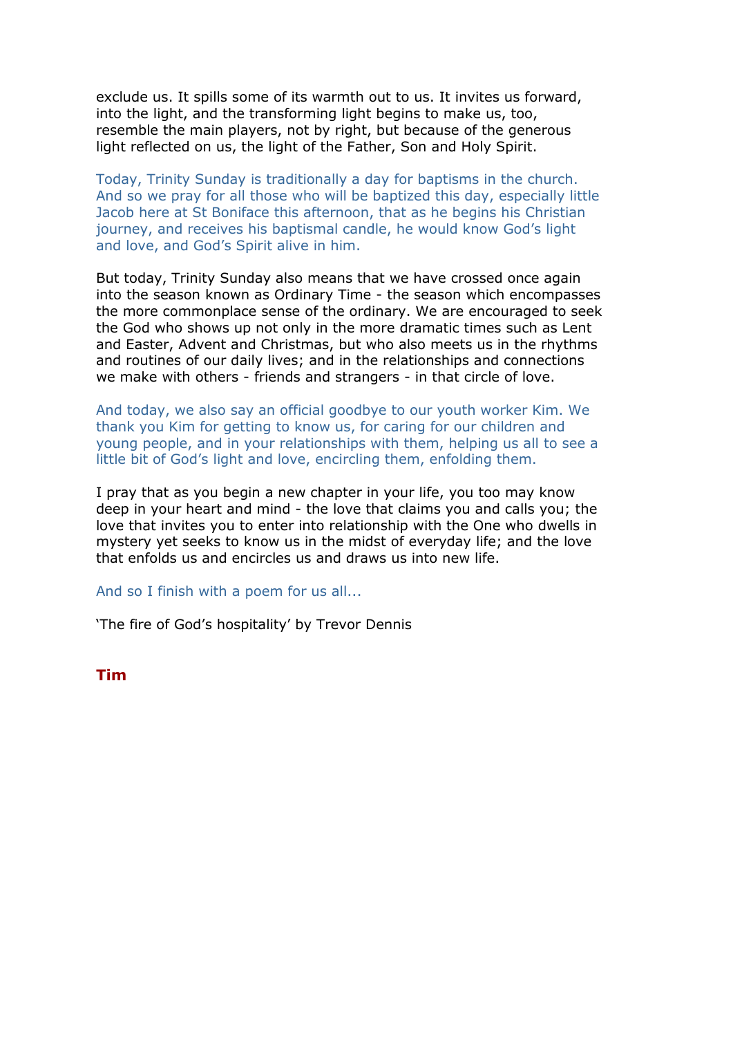exclude us. It spills some of its warmth out to us. It invites us forward, into the light, and the transforming light begins to make us, too, resemble the main players, not by right, but because of the generous light reflected on us, the light of the Father, Son and Holy Spirit.

Today, Trinity Sunday is traditionally a day for baptisms in the church. And so we pray for all those who will be baptized this day, especially little Jacob here at St Boniface this afternoon, that as he begins his Christian journey, and receives his baptismal candle, he would know God's light and love, and God's Spirit alive in him.

But today, Trinity Sunday also means that we have crossed once again into the season known as Ordinary Time - the season which encompasses the more commonplace sense of the ordinary. We are encouraged to seek the God who shows up not only in the more dramatic times such as Lent and Easter, Advent and Christmas, but who also meets us in the rhythms and routines of our daily lives; and in the relationships and connections we make with others - friends and strangers - in that circle of love.

And today, we also say an official goodbye to our youth worker Kim. We thank you Kim for getting to know us, for caring for our children and young people, and in your relationships with them, helping us all to see a little bit of God's light and love, encircling them, enfolding them.

I pray that as you begin a new chapter in your life, you too may know deep in your heart and mind - the love that claims you and calls you; the love that invites you to enter into relationship with the One who dwells in mystery yet seeks to know us in the midst of everyday life; and the love that enfolds us and encircles us and draws us into new life.

And so I finish with a poem for us all...

'The fire of God's hospitality' by Trevor Dennis

**Tim**